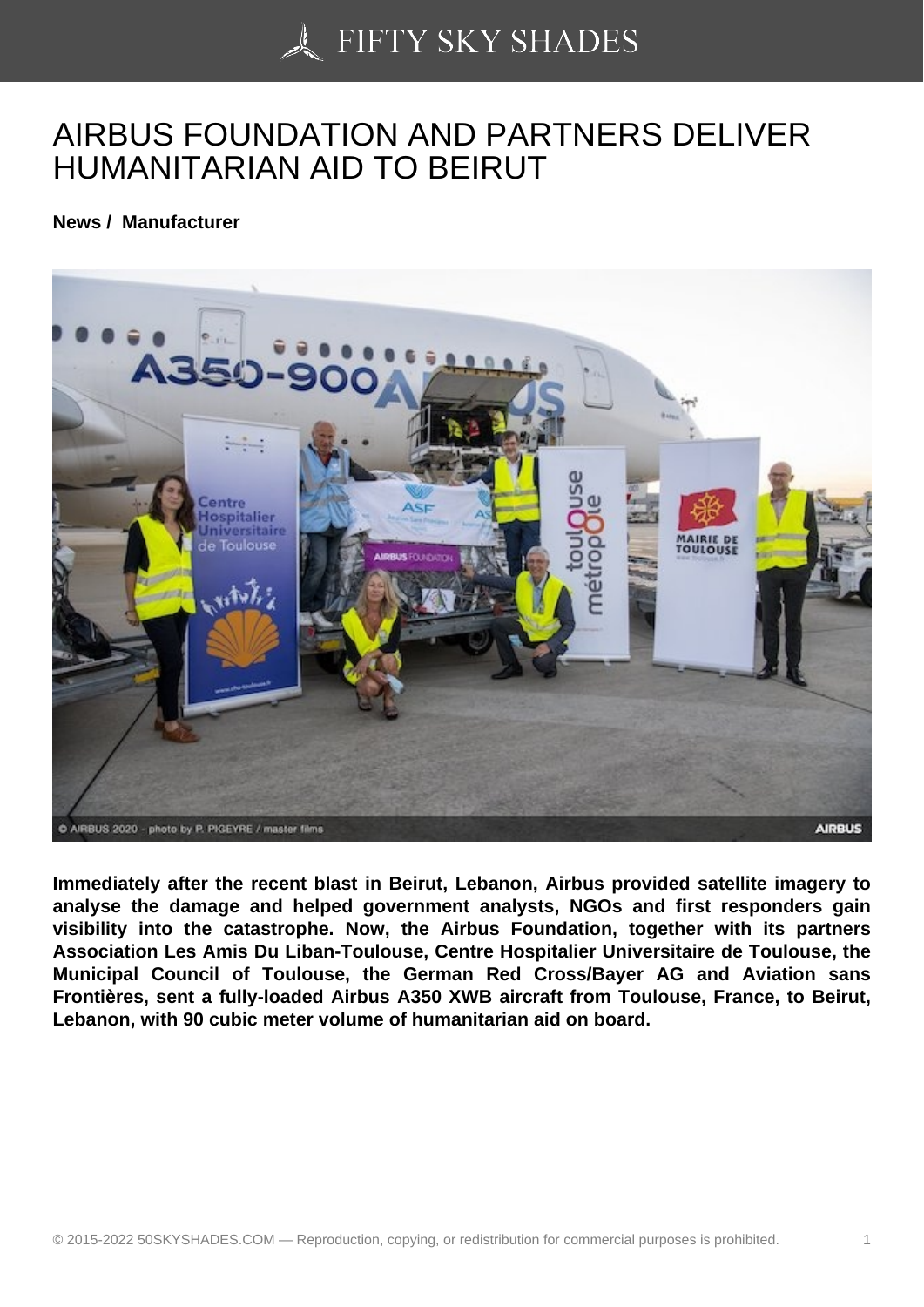# AIRBUS FOUNDATION AND PARTNERS DELIVER HUMANITARIAN AID TO BEIRUT

**News / Manufacturer**

**Immediately after the recent blast in Beirut, Lebanon, Airbus provided satellite imagery to analyse the damage and helped government analysts, NGOs and first responders gain visibility into the catastrophe. Now, the Airbus Foundation, together with its partners Association Les Amis Du Liban-Toulouse, Centre Hospitalier Universitaire de Toulouse, the Municipal Council of Toulouse, the German Red Cross/Bayer AG and Aviation sans Frontières, sent a fully-loaded Airbus A350 XWB aircraft from Toulouse, France, to Beirut, Lebanon, with 90 cubic meter volume of humanitarian aid on board.**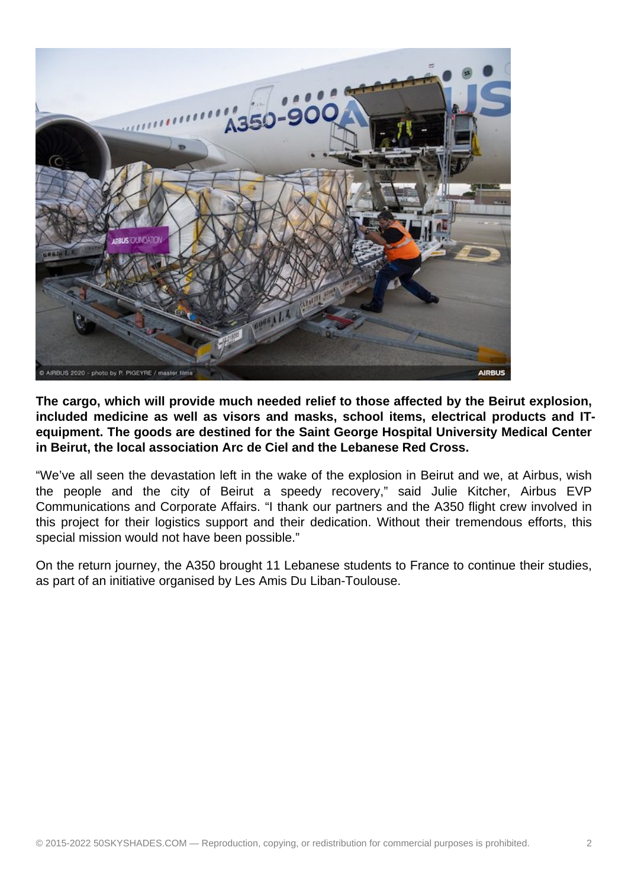**The cargo, which will provide much needed relief to those affected by the Beirut explosion, included medicine as well as visors and masks, school items, electrical products and IT-equipment. The goods are destined for the Saint George Hospital University Medical Center in Beirut, the local association Arc de Ciel and the Lebanese Red Cross.**

“We’ve all seen the devastation left in the wake of the explosion in Beirut and we, at Airbus, wish the people and the city of Beirut a speedy recovery,” said Julie Kitcher, Airbus EVP Communications and Corporate Affairs. “I thank our partners and the A350 flight crew involved in this project for their logistics support and their dedication. Without their tremendous efforts, this special mission would not have been possible.”

On the return journey, the A350 brought 11 Lebanese students to France to continue their studies, as part of an initiative organised by Les Amis Du Liban-Toulouse.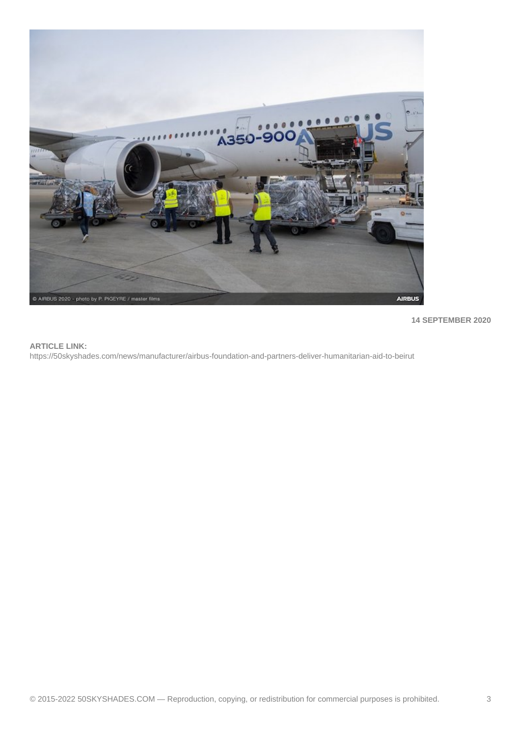14 SEPTEMBER 2020

**ARTICLE LINK:**
https://50skyshades.com/news/manufacturer/airbus-foundation-and-partners-deliver-humanitarian-aid-to-beirut

© 2015-2022 50SKYSHADES.COM — Reproduction, copying, or redistribution for commercial purposes is prohibited.